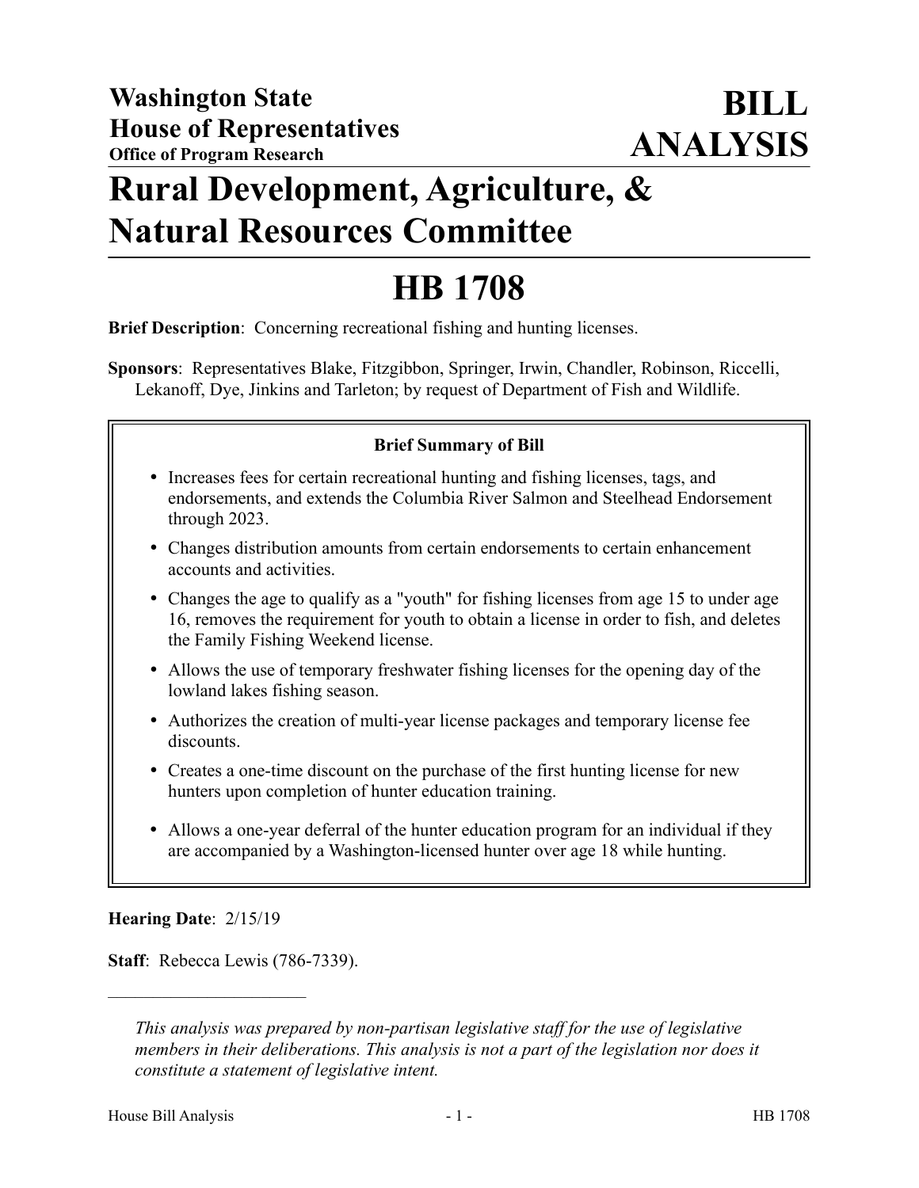**Washington State**
**House of Representatives**
**Office of Program Research**

**BILL ANALYSIS**

# Rural Development, Agriculture, & Natural Resources Committee

# HB 1708

**Brief Description**: Concerning recreational fishing and hunting licenses.

**Sponsors**: Representatives Blake, Fitzgibbon, Springer, Irwin, Chandler, Robinson, Riccelli, Lekanoff, Dye, Jinkins and Tarleton; by request of Department of Fish and Wildlife.

**Brief Summary of Bill**

- Increases fees for certain recreational hunting and fishing licenses, tags, and endorsements, and extends the Columbia River Salmon and Steelhead Endorsement through 2023.
- Changes distribution amounts from certain endorsements to certain enhancement accounts and activities.
- Changes the age to qualify as a "youth" for fishing licenses from age 15 to under age 16, removes the requirement for youth to obtain a license in order to fish, and deletes the Family Fishing Weekend license.
- Allows the use of temporary freshwater fishing licenses for the opening day of the lowland lakes fishing season.
- Authorizes the creation of multi-year license packages and temporary license fee discounts.
- Creates a one-time discount on the purchase of the first hunting license for new hunters upon completion of hunter education training.
- Allows a one-year deferral of the hunter education program for an individual if they are accompanied by a Washington-licensed hunter over age 18 while hunting.

**Hearing Date**: 2/15/19

**Staff**: Rebecca Lewis (786-7339).

---

*This analysis was prepared by non-partisan legislative staff for the use of legislative members in their deliberations. This analysis is not a part of the legislation nor does it constitute a statement of legislative intent.*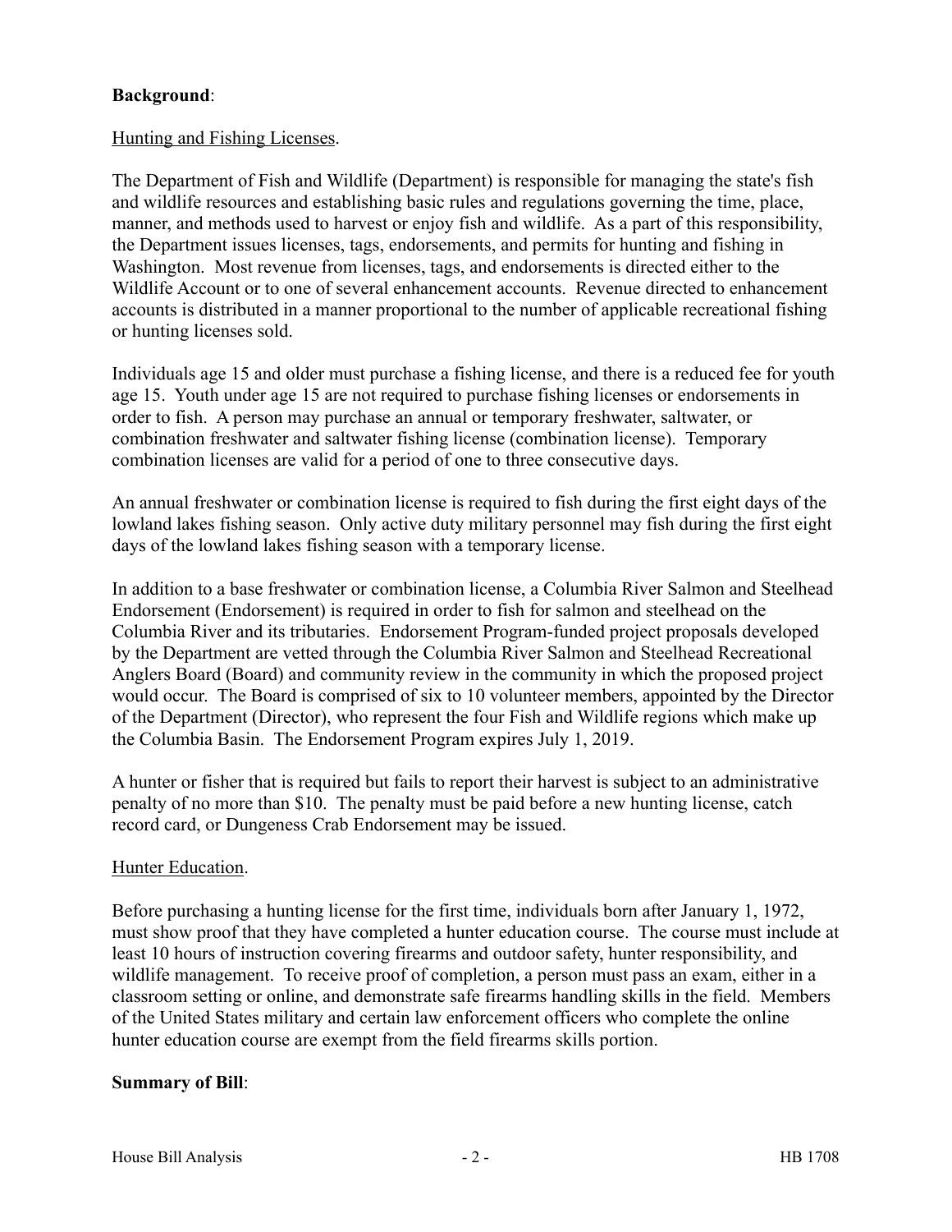**Background**:

Hunting and Fishing Licenses.

The Department of Fish and Wildlife (Department) is responsible for managing the state's fish and wildlife resources and establishing basic rules and regulations governing the time, place, manner, and methods used to harvest or enjoy fish and wildlife. As a part of this responsibility, the Department issues licenses, tags, endorsements, and permits for hunting and fishing in Washington. Most revenue from licenses, tags, and endorsements is directed either to the Wildlife Account or to one of several enhancement accounts. Revenue directed to enhancement accounts is distributed in a manner proportional to the number of applicable recreational fishing or hunting licenses sold.

Individuals age 15 and older must purchase a fishing license, and there is a reduced fee for youth age 15. Youth under age 15 are not required to purchase fishing licenses or endorsements in order to fish. A person may purchase an annual or temporary freshwater, saltwater, or combination freshwater and saltwater fishing license (combination license). Temporary combination licenses are valid for a period of one to three consecutive days.

An annual freshwater or combination license is required to fish during the first eight days of the lowland lakes fishing season. Only active duty military personnel may fish during the first eight days of the lowland lakes fishing season with a temporary license.

In addition to a base freshwater or combination license, a Columbia River Salmon and Steelhead Endorsement (Endorsement) is required in order to fish for salmon and steelhead on the Columbia River and its tributaries. Endorsement Program-funded project proposals developed by the Department are vetted through the Columbia River Salmon and Steelhead Recreational Anglers Board (Board) and community review in the community in which the proposed project would occur. The Board is comprised of six to 10 volunteer members, appointed by the Director of the Department (Director), who represent the four Fish and Wildlife regions which make up the Columbia Basin. The Endorsement Program expires July 1, 2019.

A hunter or fisher that is required but fails to report their harvest is subject to an administrative penalty of no more than $10. The penalty must be paid before a new hunting license, catch record card, or Dungeness Crab Endorsement may be issued.

Hunter Education.

Before purchasing a hunting license for the first time, individuals born after January 1, 1972, must show proof that they have completed a hunter education course. The course must include at least 10 hours of instruction covering firearms and outdoor safety, hunter responsibility, and wildlife management. To receive proof of completion, a person must pass an exam, either in a classroom setting or online, and demonstrate safe firearms handling skills in the field. Members of the United States military and certain law enforcement officers who complete the online hunter education course are exempt from the field firearms skills portion.

**Summary of Bill**: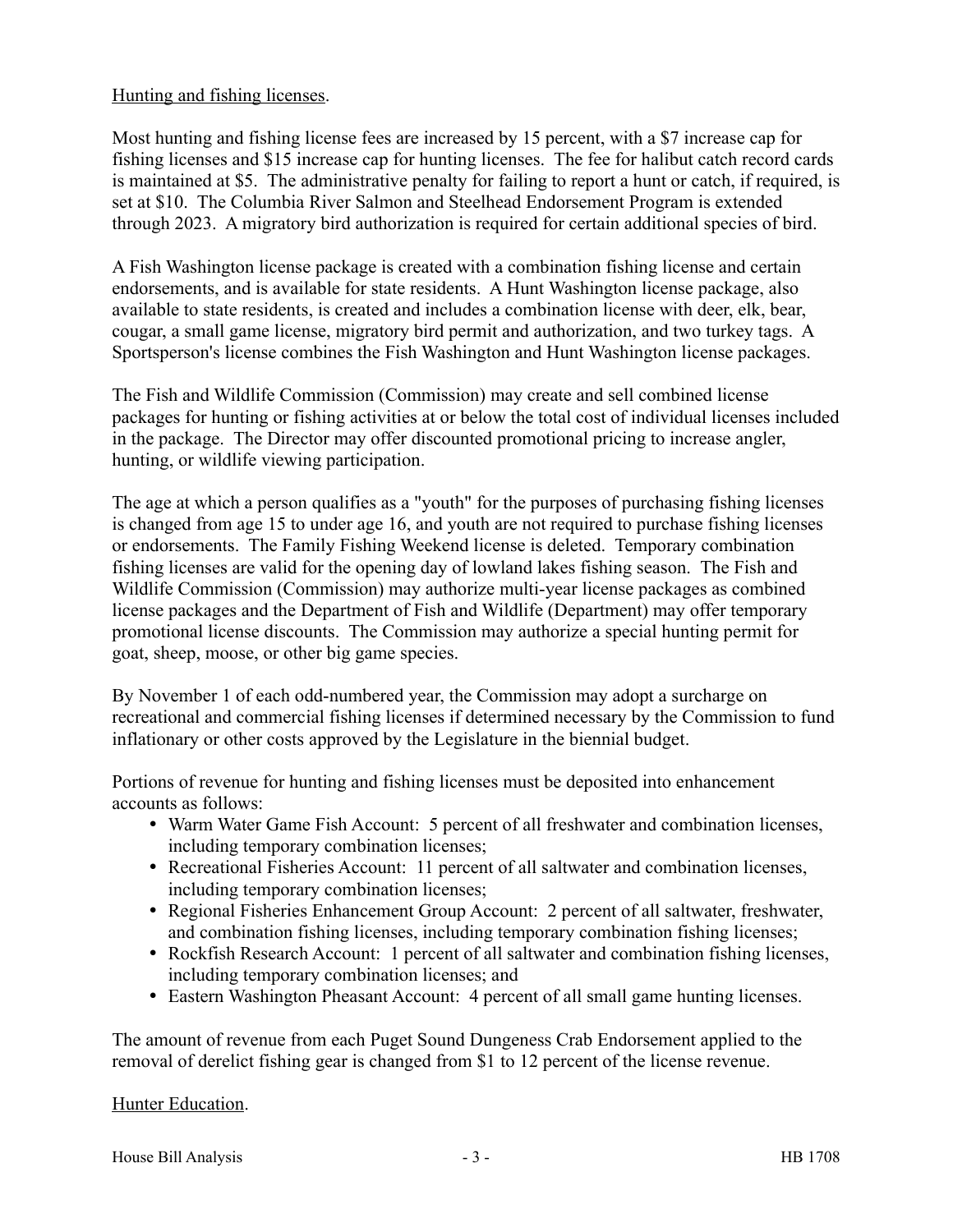Hunting and fishing licenses.

Most hunting and fishing license fees are increased by 15 percent, with a $7 increase cap for fishing licenses and $15 increase cap for hunting licenses. The fee for halibut catch record cards is maintained at $5. The administrative penalty for failing to report a hunt or catch, if required, is set at $10. The Columbia River Salmon and Steelhead Endorsement Program is extended through 2023. A migratory bird authorization is required for certain additional species of bird.

A Fish Washington license package is created with a combination fishing license and certain endorsements, and is available for state residents. A Hunt Washington license package, also available to state residents, is created and includes a combination license with deer, elk, bear, cougar, a small game license, migratory bird permit and authorization, and two turkey tags. A Sportsperson's license combines the Fish Washington and Hunt Washington license packages.

The Fish and Wildlife Commission (Commission) may create and sell combined license packages for hunting or fishing activities at or below the total cost of individual licenses included in the package. The Director may offer discounted promotional pricing to increase angler, hunting, or wildlife viewing participation.

The age at which a person qualifies as a "youth" for the purposes of purchasing fishing licenses is changed from age 15 to under age 16, and youth are not required to purchase fishing licenses or endorsements. The Family Fishing Weekend license is deleted. Temporary combination fishing licenses are valid for the opening day of lowland lakes fishing season. The Fish and Wildlife Commission (Commission) may authorize multi-year license packages as combined license packages and the Department of Fish and Wildlife (Department) may offer temporary promotional license discounts. The Commission may authorize a special hunting permit for goat, sheep, moose, or other big game species.

By November 1 of each odd-numbered year, the Commission may adopt a surcharge on recreational and commercial fishing licenses if determined necessary by the Commission to fund inflationary or other costs approved by the Legislature in the biennial budget.

Portions of revenue for hunting and fishing licenses must be deposited into enhancement accounts as follows:

- Warm Water Game Fish Account: 5 percent of all freshwater and combination licenses, including temporary combination licenses;
- Recreational Fisheries Account: 11 percent of all saltwater and combination licenses, including temporary combination licenses;
- Regional Fisheries Enhancement Group Account: 2 percent of all saltwater, freshwater, and combination fishing licenses, including temporary combination fishing licenses;
- Rockfish Research Account: 1 percent of all saltwater and combination fishing licenses, including temporary combination licenses; and
- Eastern Washington Pheasant Account: 4 percent of all small game hunting licenses.

The amount of revenue from each Puget Sound Dungeness Crab Endorsement applied to the removal of derelict fishing gear is changed from $1 to 12 percent of the license revenue.

Hunter Education.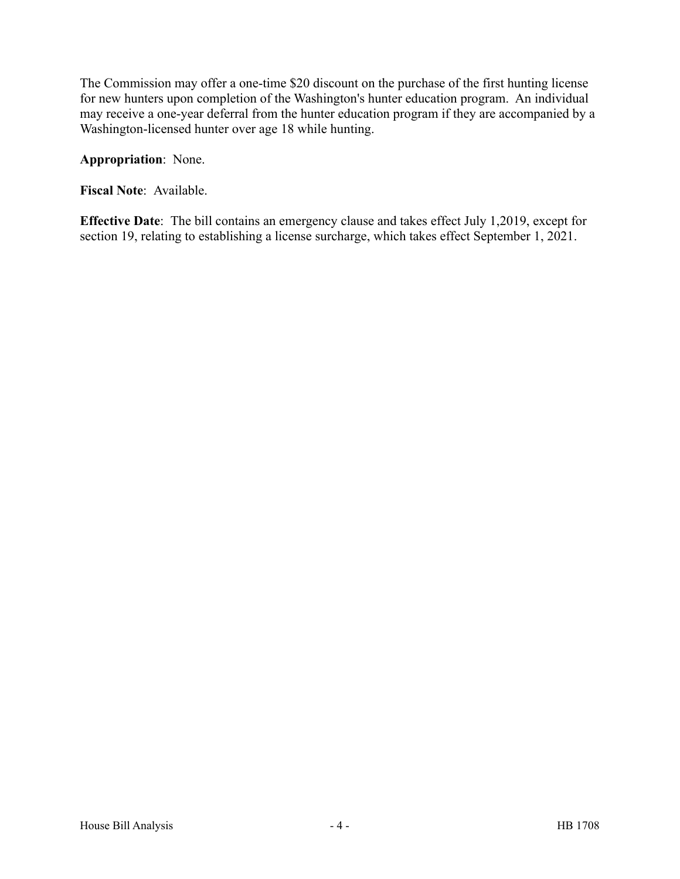The Commission may offer a one-time $20 discount on the purchase of the first hunting license for new hunters upon completion of the Washington's hunter education program. An individual may receive a one-year deferral from the hunter education program if they are accompanied by a Washington-licensed hunter over age 18 while hunting.

**Appropriation**: None.

**Fiscal Note**: Available.

**Effective Date**: The bill contains an emergency clause and takes effect July 1,2019, except for section 19, relating to establishing a license surcharge, which takes effect September 1, 2021.